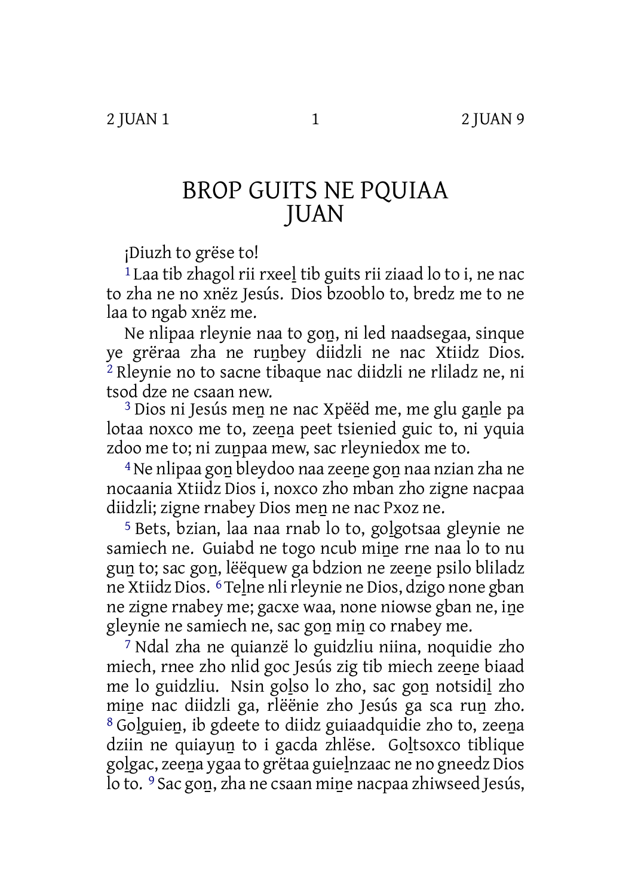# BROP GUITS NE PQUIAA JUAN

¡Diuzh to grëse to!

[1] Laa tib zhagol rii rxeel̲ tib guits rii ziaad lo to i, ne nac to zha ne no xnëz Jesús. Dios bzooblo to, bredz me to ne laa to ngab xnëz me.

Ne nlipaa rleynie naa to gon̲, ni led naadsegaa, sinque ye grëraa zha ne run̲bey diidzli ne nac Xtiidz Dios. [2] Rleynie no to sacne tibaque nac diidzli ne rliladz ne, ni tsod dze ne csaan new.

[3] Dios ni Jesús men̲ ne nac Xpëëd me, me glu gan̲le pa lotaa noxco me to, zeen̲a peet tsienied guic to, ni yquia zdoo me to; ni zun̲paa mew, sac rleyniedox me to.

[4] Ne nlipaa gon̲ bleydoo naa zeen̲e gon̲ naa nzian zha ne nocaania Xtiidz Dios i, noxco zho mban zho zigne nacpaa diidzli; zigne rnabey Dios men̲ ne nac Pxoz ne.

[5] Bets, bzian, laa naa rnab lo to, gol̲gotsaa gleynie ne samiech ne. Guiabd ne togo ncub min̲e rne naa lo to nu gun̲ to; sac gon̲, lëëquew ga bdzion ne zeen̲e psilo bliladz ne Xtiidz Dios. [6] Tel̲ne nli rleynie ne Dios, dzigo none gban ne zigne rnabey me; gacxe waa, none niowse gban ne, in̲e gleynie ne samiech ne, sac gon̲ min̲ co rnabey me.

[7] Ndal zha ne quianzë lo guidzliu niina, noquidie zho miech, rnee zho nlid goc Jesús zig tib miech zeen̲e biaad me lo guidzliu. Nsin gol̲so lo zho, sac gon̲ notsidil̲ zho min̲e nac diidzli ga, rlëënie zho Jesús ga sca run̲ zho. [8] Gol̲guien̲, ib gdeete to diidz guiaadquidie zho to, zeen̲a dziin ne quiayun̲ to i gacda zhlëse. Gol̲tsoxco tiblique gol̲gac, zeen̲a ygaa to grëtaa guiel̲nzaac ne no gneedz Dios lo to. [9] Sac gon̲, zha ne csaan min̲e nacpaa zhiwseed Jesús,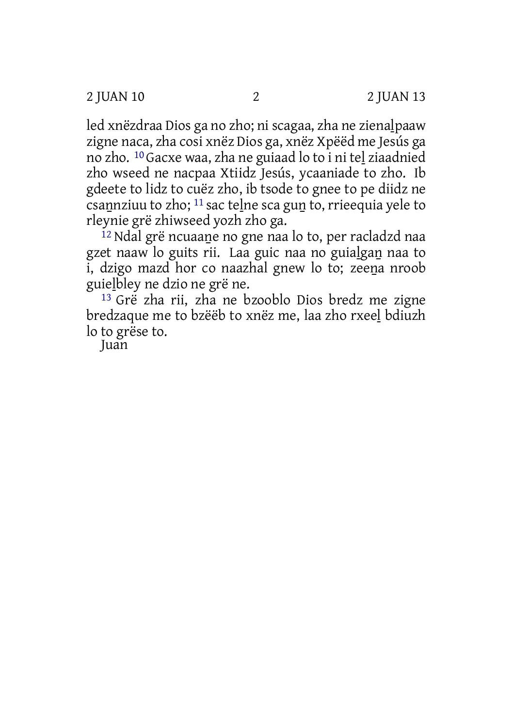led xnëzdraa Dios ga no zho; ni scagaa, zha ne zienal̲paaw zigne naca, zha cosi xnëz Dios ga, xnëz Xpëëd me Jesús ga no zho. [10] Gacxe waa, zha ne guiaad lo to i ni tel̲ ziaadnied zho wseed ne nacpaa Xtiidz Jesús, ycaaniade to zho. Ib gdeete to lidz to cuëz zho, ib tsode to gnee to pe diidz ne csan̲nziuu to zho; [11] sac tel̲ne sca gun̲ to, rrieequia yele to rleynie grë zhiwseed yozh zho ga.

[12] Ndal grë ncuaan̲e no gne naa lo to, per racladzd naa gzet naaw lo guits rii. Laa guic naa no guial̲gan̲ naa to i, dzigo mazd hor co naazhal gnew lo to; zeen̲a nroob guiel̲bley ne dzio ne grë ne.

[13] Grë zha rii, zha ne bzooblo Dios bredz me zigne bredzaque me to bzëëb to xnëz me, laa zho rxeel̲ bdiuzh lo to grëse to.

Juan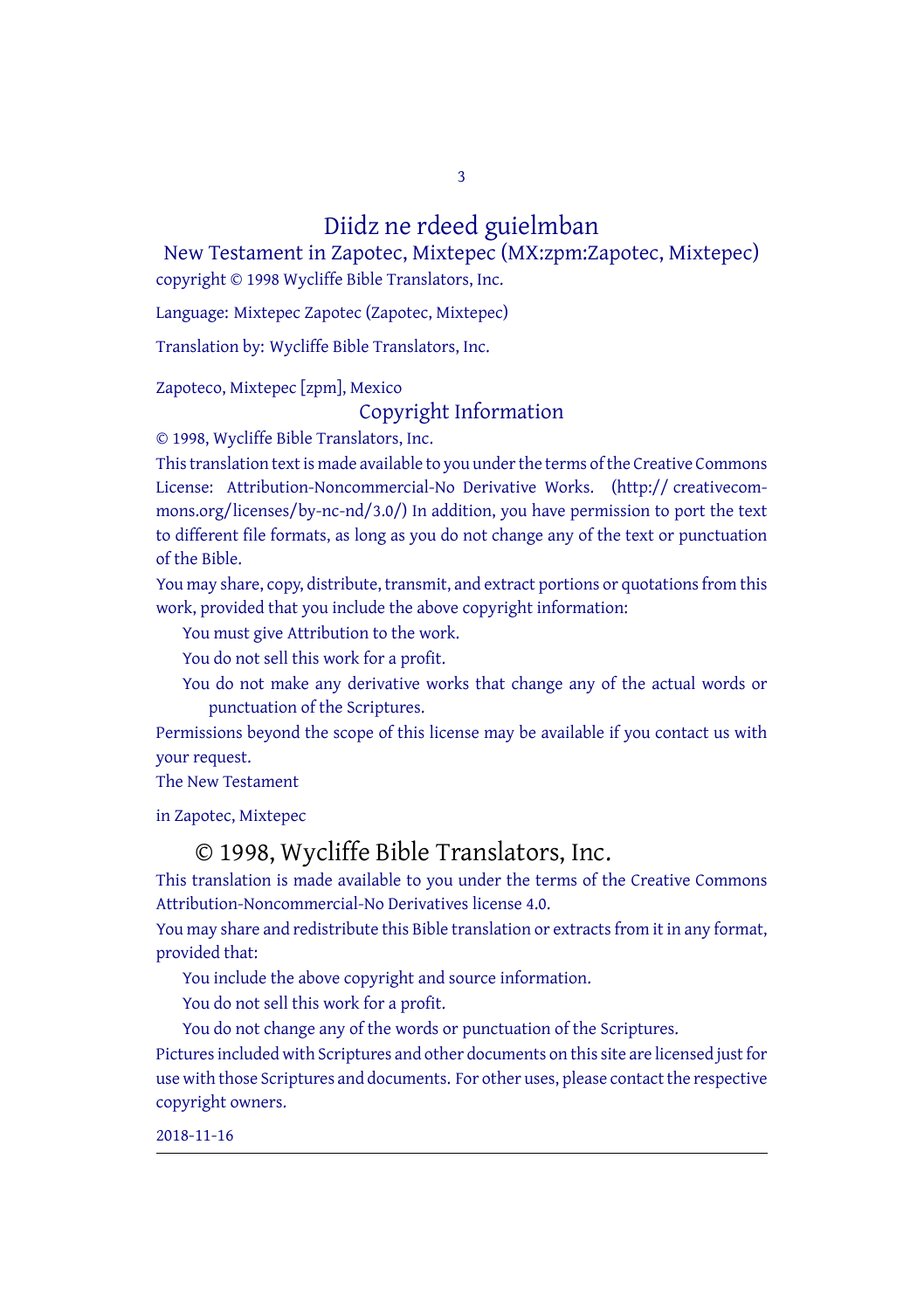# Diidz ne rdeed guielmban

## New Testament in Zapotec, Mixtepec (MX:zpm:Zapotec, Mixtepec)

copyright © 1998 Wycliffe Bible Translators, Inc.

Language: Mixtepec Zapotec (Zapotec, Mixtepec)

Translation by: Wycliffe Bible Translators, Inc.

Zapoteco, Mixtepec [zpm], Mexico

## Copyright Information

© 1998, Wycliffe Bible Translators, Inc.

This translation text is made available to you under the terms of the Creative Commons License: Attribution-Noncommercial-No Derivative Works. (http:// creativecommons.org/licenses/by-nc-nd/3.0/) In addition, you have permission to port the text to different file formats, as long as you do not change any of the text or punctuation of the Bible.

You may share, copy, distribute, transmit, and extract portions or quotations from this work, provided that you include the above copyright information:

- You must give Attribution to the work.
- You do not sell this work for a profit.
- You do not make any derivative works that change any of the actual words or punctuation of the Scriptures.

Permissions beyond the scope of this license may be available if you contact us with your request.

The New Testament

in Zapotec, Mixtepec

## © 1998, Wycliffe Bible Translators, Inc.

This translation is made available to you under the terms of the Creative Commons Attribution-Noncommercial-No Derivatives license 4.0.

You may share and redistribute this Bible translation or extracts from it in any format, provided that:

- You include the above copyright and source information.
- You do not sell this work for a profit.
- You do not change any of the words or punctuation of the Scriptures.

Pictures included with Scriptures and other documents on this site are licensed just for use with those Scriptures and documents. For other uses, please contact the respective copyright owners.

2018-11-16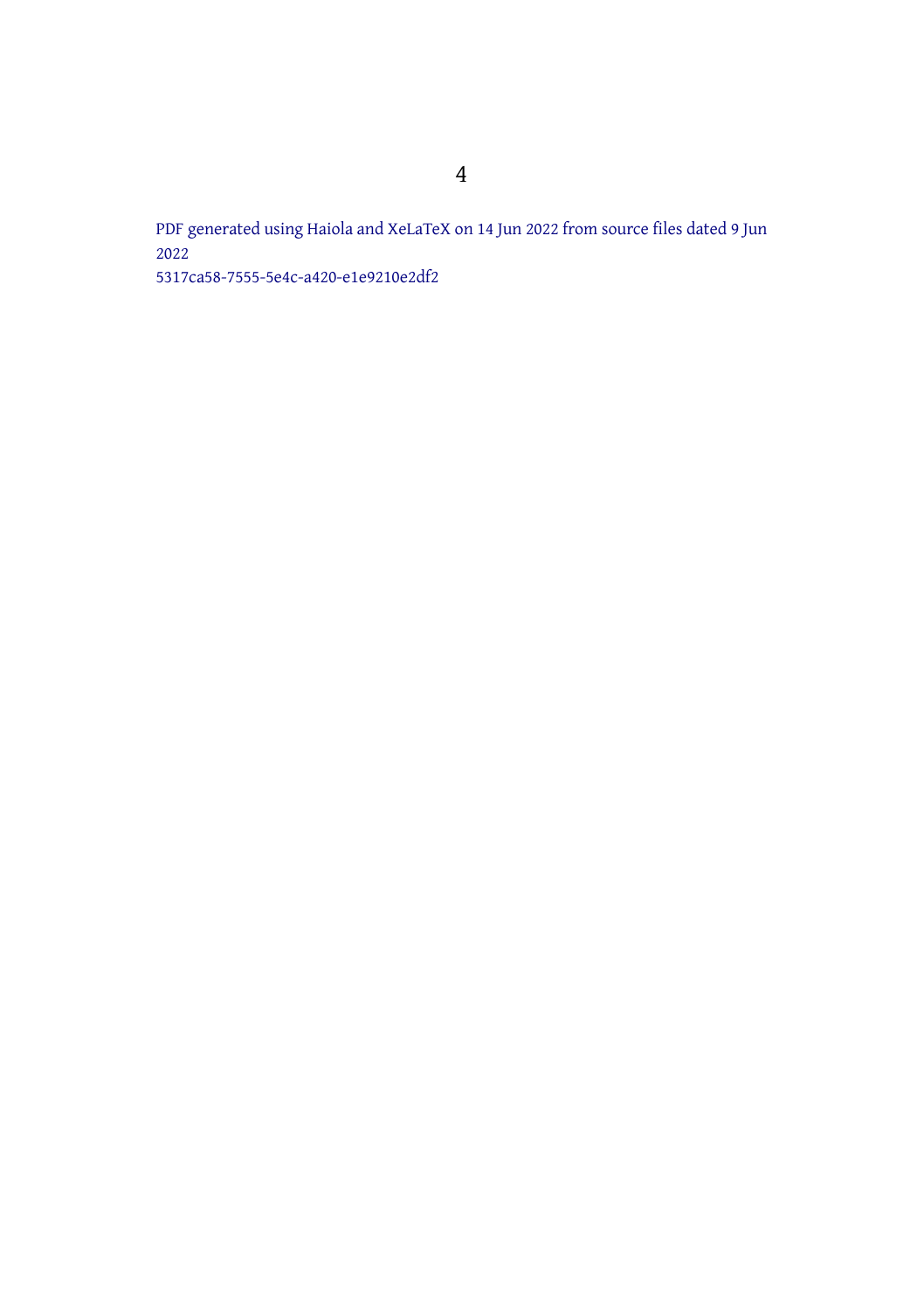PDF generated using Haiola and XeLaTeX on 14 Jun 2022 from source files dated 9 Jun 2022
5317ca58-7555-5e4c-a420-e1e9210e2df2